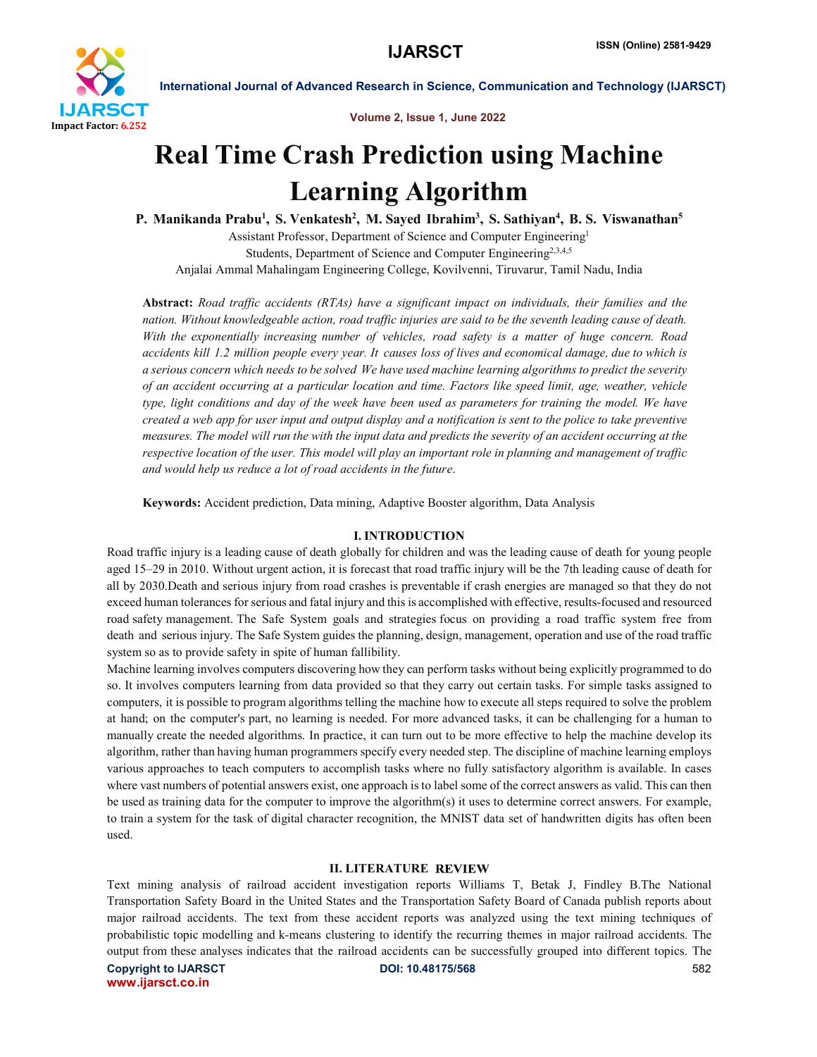# Real Time Crash Prediction using Machine Learning Algorithm

**P. Manikanda Prabu[1], S. Venkatesh[2], M. Sayed Ibrahim[3], S. Sathiyan[4], B. S. Viswanathan[5]**

Assistant Professor, Department of Science and Computer Engineering[1]

Students, Department of Science and Computer Engineering[2,3,4,5]

Anjalai Ammal Mahalingam Engineering College, Kovilvenni, Tiruvarur, Tamil Nadu, India

**Abstract:** *Road traffic accidents (RTAs) have a significant impact on individuals, their families and the nation. Without knowledgeable action, road traffic injuries are said to be the seventh leading cause of death. With the exponentially increasing number of vehicles, road safety is a matter of huge concern. Road accidents kill 1.2 million people every year. It causes loss of lives and economical damage, due to which is a serious concern which needs to be solved We have used machine learning algorithms to predict the severity of an accident occurring at a particular location and time. Factors like speed limit, age, weather, vehicle type, light conditions and day of the week have been used as parameters for training the model. We have created a web app for user input and output display and a notification is sent to the police to take preventive measures. The model will run the with the input data and predicts the severity of an accident occurring at the respective location of the user. This model will play an important role in planning and management of traffic and would help us reduce a lot of road accidents in the future.*

**Keywords:** Accident prediction, Data mining, Adaptive Booster algorithm, Data Analysis

## I. INTRODUCTION

Road traffic injury is a leading cause of death globally for children and was the leading cause of death for young people aged 15–29 in 2010. Without urgent action, it is forecast that road traffic injury will be the 7th leading cause of death for all by 2030.Death and serious injury from road crashes is preventable if crash energies are managed so that they do not exceed human tolerances for serious and fatal injury and this is accomplished with effective, results-focused and resourced road safety management. The Safe System goals and strategies focus on providing a road traffic system free from death and serious injury. The Safe System guides the planning, design, management, operation and use of the road traffic system so as to provide safety in spite of human fallibility.

Machine learning involves computers discovering how they can perform tasks without being explicitly programmed to do so. It involves computers learning from data provided so that they carry out certain tasks. For simple tasks assigned to computers, it is possible to program algorithms telling the machine how to execute all steps required to solve the problem at hand; on the computer's part, no learning is needed. For more advanced tasks, it can be challenging for a human to manually create the needed algorithms. In practice, it can turn out to be more effective to help the machine develop its algorithm, rather than having human programmers specify every needed step. The discipline of machine learning employs various approaches to teach computers to accomplish tasks where no fully satisfactory algorithm is available. In cases where vast numbers of potential answers exist, one approach is to label some of the correct answers as valid. This can then be used as training data for the computer to improve the algorithm(s) it uses to determine correct answers. For example, to train a system for the task of digital character recognition, the MNIST data set of handwritten digits has often been used.

## II. LITERATURE REVIEW

Text mining analysis of railroad accident investigation reports Williams T, Betak J, Findley B.The National Transportation Safety Board in the United States and the Transportation Safety Board of Canada publish reports about major railroad accidents. The text from these accident reports was analyzed using the text mining techniques of probabilistic topic modelling and k-means clustering to identify the recurring themes in major railroad accidents. The output from these analyses indicates that the railroad accidents can be successfully grouped into different topics. The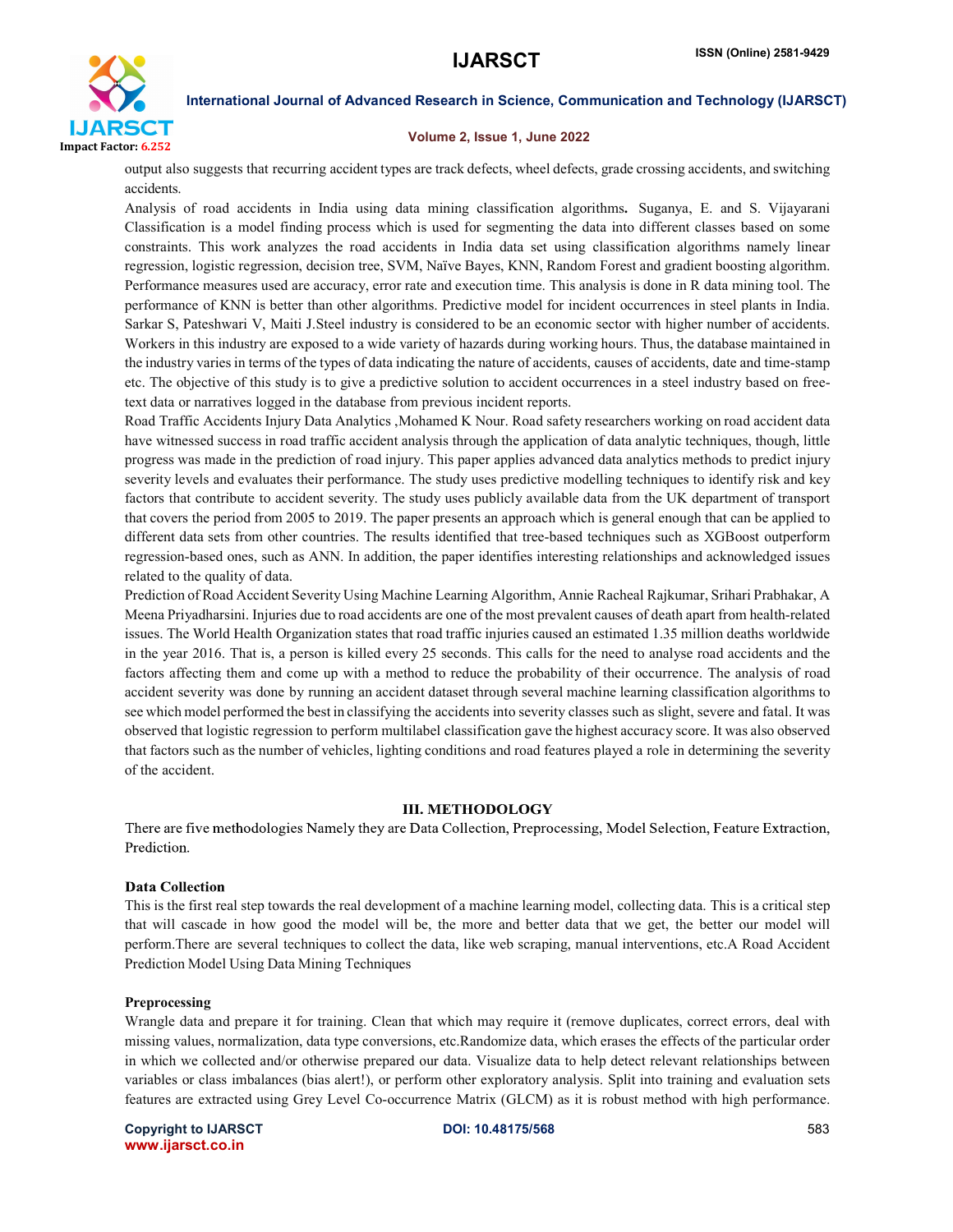output also suggests that recurring accident types are track defects, wheel defects, grade crossing accidents, and switching accidents.

Analysis of road accidents in India using data mining classification algorithms**.** Suganya, E. and S. Vijayarani Classification is a model finding process which is used for segmenting the data into different classes based on some constraints. This work analyzes the road accidents in India data set using classification algorithms namely linear regression, logistic regression, decision tree, SVM, Naïve Bayes, KNN, Random Forest and gradient boosting algorithm. Performance measures used are accuracy, error rate and execution time. This analysis is done in R data mining tool. The performance of KNN is better than other algorithms. Predictive model for incident occurrences in steel plants in India. Sarkar S, Pateshwari V, Maiti J.Steel industry is considered to be an economic sector with higher number of accidents. Workers in this industry are exposed to a wide variety of hazards during working hours. Thus, the database maintained in the industry varies in terms of the types of data indicating the nature of accidents, causes of accidents, date and time-stamp etc. The objective of this study is to give a predictive solution to accident occurrences in a steel industry based on free-text data or narratives logged in the database from previous incident reports.

Road Traffic Accidents Injury Data Analytics ,Mohamed K Nour. Road safety researchers working on road accident data have witnessed success in road traffic accident analysis through the application of data analytic techniques, though, little progress was made in the prediction of road injury. This paper applies advanced data analytics methods to predict injury severity levels and evaluates their performance. The study uses predictive modelling techniques to identify risk and key factors that contribute to accident severity. The study uses publicly available data from the UK department of transport that covers the period from 2005 to 2019. The paper presents an approach which is general enough that can be applied to different data sets from other countries. The results identified that tree-based techniques such as XGBoost outperform regression-based ones, such as ANN. In addition, the paper identifies interesting relationships and acknowledged issues related to the quality of data.

Prediction of Road Accident Severity Using Machine Learning Algorithm, Annie Racheal Rajkumar, Srihari Prabhakar, A Meena Priyadharsini. Injuries due to road accidents are one of the most prevalent causes of death apart from health-related issues. The World Health Organization states that road traffic injuries caused an estimated 1.35 million deaths worldwide in the year 2016. That is, a person is killed every 25 seconds. This calls for the need to analyse road accidents and the factors affecting them and come up with a method to reduce the probability of their occurrence. The analysis of road accident severity was done by running an accident dataset through several machine learning classification algorithms to see which model performed the best in classifying the accidents into severity classes such as slight, severe and fatal. It was observed that logistic regression to perform multilabel classification gave the highest accuracy score. It was also observed that factors such as the number of vehicles, lighting conditions and road features played a role in determining the severity of the accident.

## III. METHODOLOGY

There are five methodologies Namely they are Data Collection, Preprocessing, Model Selection, Feature Extraction, Prediction.

### Data Collection

This is the first real step towards the real development of a machine learning model, collecting data. This is a critical step that will cascade in how good the model will be, the more and better data that we get, the better our model will perform.There are several techniques to collect the data, like web scraping, manual interventions, etc.A Road Accident Prediction Model Using Data Mining Techniques

### Preprocessing

Wrangle data and prepare it for training. Clean that which may require it (remove duplicates, correct errors, deal with missing values, normalization, data type conversions, etc.Randomize data, which erases the effects of the particular order in which we collected and/or otherwise prepared our data. Visualize data to help detect relevant relationships between variables or class imbalances (bias alert!), or perform other exploratory analysis. Split into training and evaluation sets features are extracted using Grey Level Co-occurrence Matrix (GLCM) as it is robust method with high performance.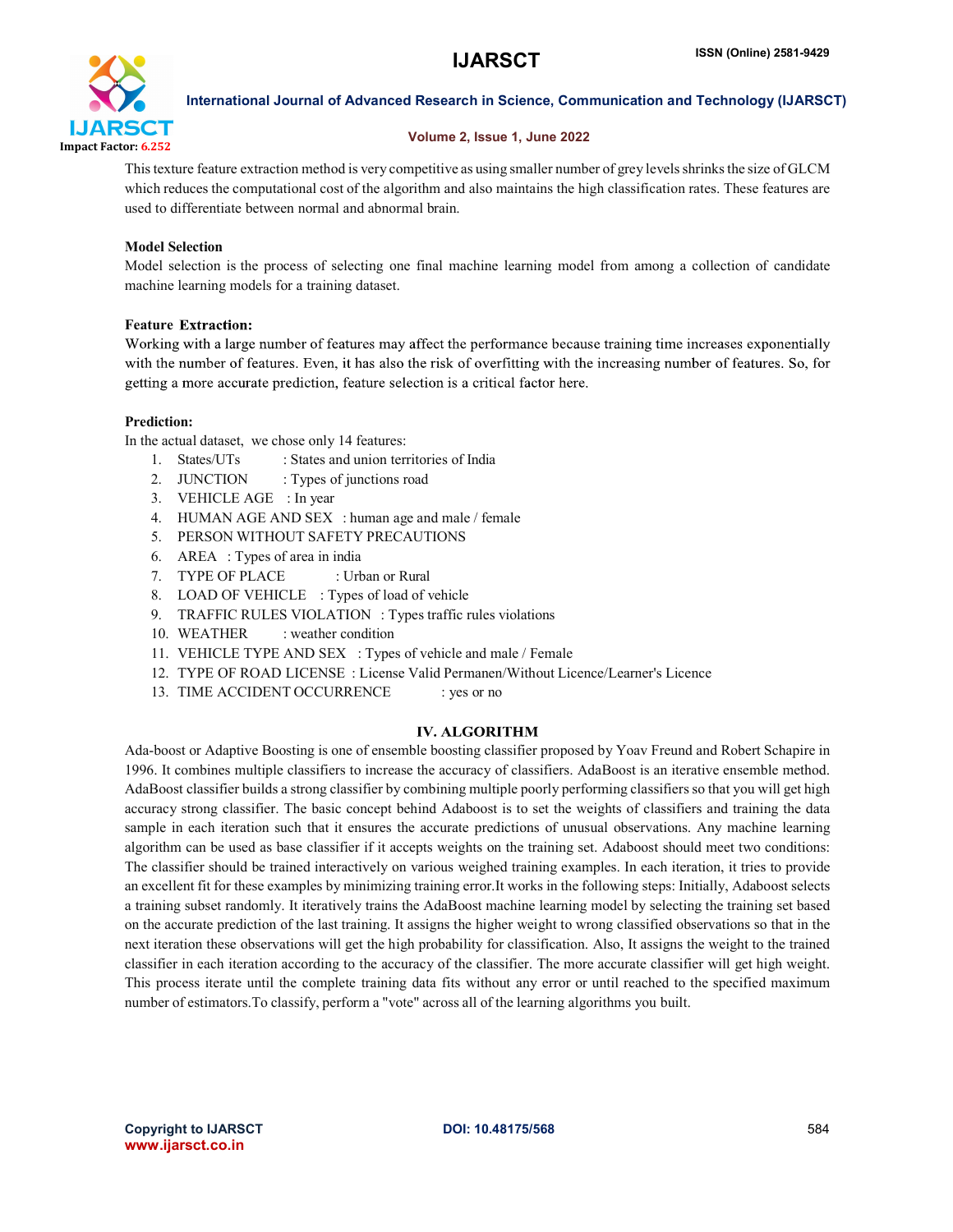This texture feature extraction method is very competitive as using smaller number of grey levels shrinks the size of GLCM which reduces the computational cost of the algorithm and also maintains the high classification rates. These features are used to differentiate between normal and abnormal brain.

**Model Selection**

Model selection is the process of selecting one final machine learning model from among a collection of candidate machine learning models for a training dataset.

**Feature Extraction:**

Working with a large number of features may affect the performance because training time increases exponentially with the number of features. Even, it has also the risk of overfitting with the increasing number of features. So, for getting a more accurate prediction, feature selection is a critical factor here.

**Prediction:**

In the actual dataset, we chose only 14 features:

1. States/UTs : States and union territories of India
2. JUNCTION : Types of junctions road
3. VEHICLE AGE : In year
4. HUMAN AGE AND SEX : human age and male / female
5. PERSON WITHOUT SAFETY PRECAUTIONS
6. AREA : Types of area in india
7. TYPE OF PLACE : Urban or Rural
8. LOAD OF VEHICLE : Types of load of vehicle
9. TRAFFIC RULES VIOLATION : Types traffic rules violations
10. WEATHER : weather condition
11. VEHICLE TYPE AND SEX : Types of vehicle and male / Female
12. TYPE OF ROAD LICENSE : License Valid Permanen/Without Licence/Learner's Licence
13. TIME ACCIDENT OCCURRENCE : yes or no

## IV. ALGORITHM

Ada-boost or Adaptive Boosting is one of ensemble boosting classifier proposed by Yoav Freund and Robert Schapire in 1996. It combines multiple classifiers to increase the accuracy of classifiers. AdaBoost is an iterative ensemble method. AdaBoost classifier builds a strong classifier by combining multiple poorly performing classifiers so that you will get high accuracy strong classifier. The basic concept behind Adaboost is to set the weights of classifiers and training the data sample in each iteration such that it ensures the accurate predictions of unusual observations. Any machine learning algorithm can be used as base classifier if it accepts weights on the training set. Adaboost should meet two conditions: The classifier should be trained interactively on various weighed training examples. In each iteration, it tries to provide an excellent fit for these examples by minimizing training error.It works in the following steps: Initially, Adaboost selects a training subset randomly. It iteratively trains the AdaBoost machine learning model by selecting the training set based on the accurate prediction of the last training. It assigns the higher weight to wrong classified observations so that in the next iteration these observations will get the high probability for classification. Also, It assigns the weight to the trained classifier in each iteration according to the accuracy of the classifier. The more accurate classifier will get high weight. This process iterate until the complete training data fits without any error or until reached to the specified maximum number of estimators.To classify, perform a "vote" across all of the learning algorithms you built.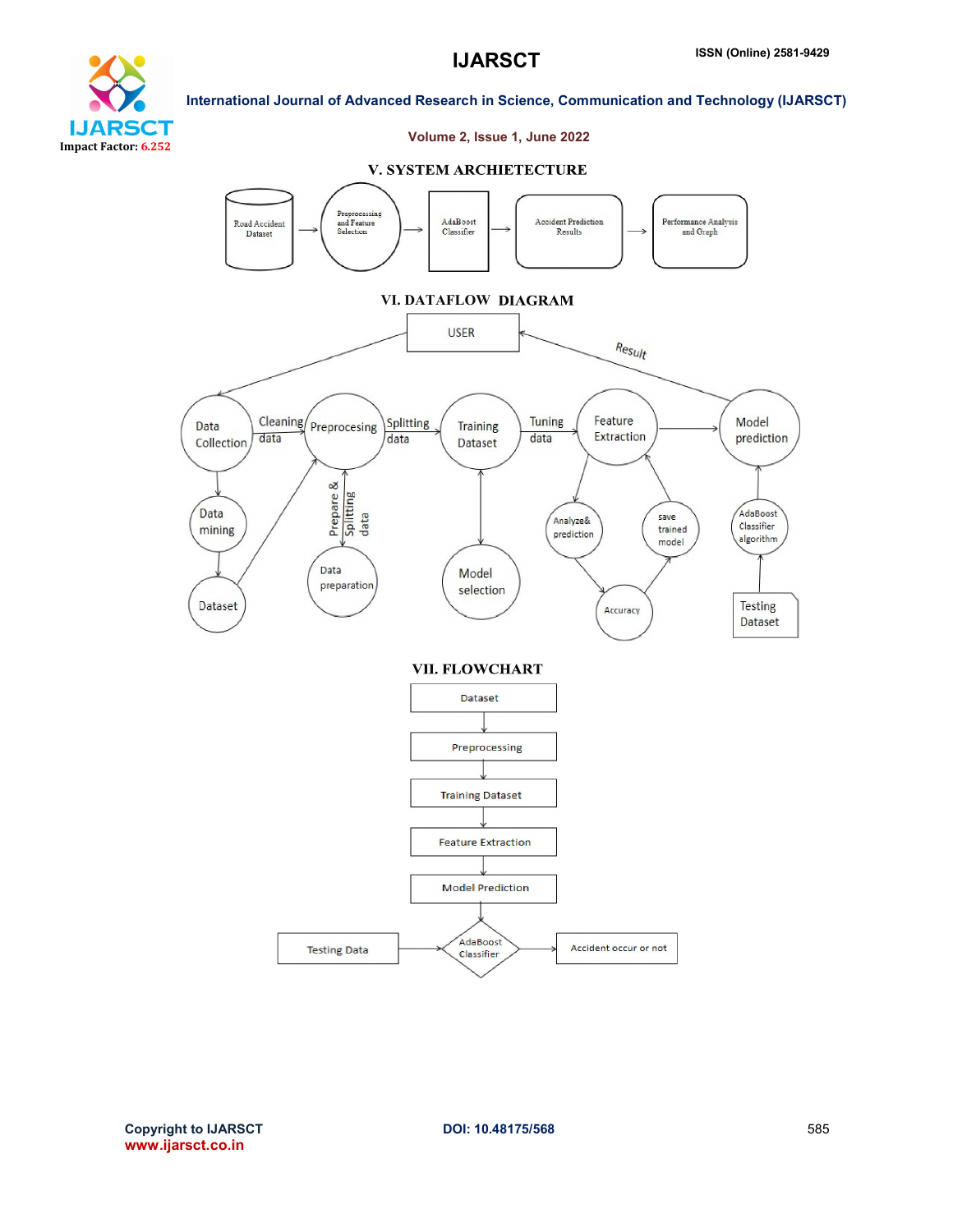## V. SYSTEM ARCHIETECTURE

Road Accident Dataset → Preprocessing and Feature Selection → AdaBoost Classifier → Accident Prediction Results → Performance Analysis and Graph

## VI. DATAFLOW DIAGRAM

USER

Result

Data Collection, Cleaning data, Preprocesing, Splitting data, Training Dataset, Tuning data, Feature Extraction, Model prediction

Data mining, Dataset, Prepare & Splitting data, Data preparation, Model selection, Analyze& prediction, save trained model, Accuracy, AdaBoost Classifier algorithm, Testing Dataset

## VII. FLOWCHART

Dataset → Preprocessing → Training Dataset → Feature Extraction → Model Prediction → AdaBoost Classifier

Testing Data → AdaBoost Classifier → Accident occur or not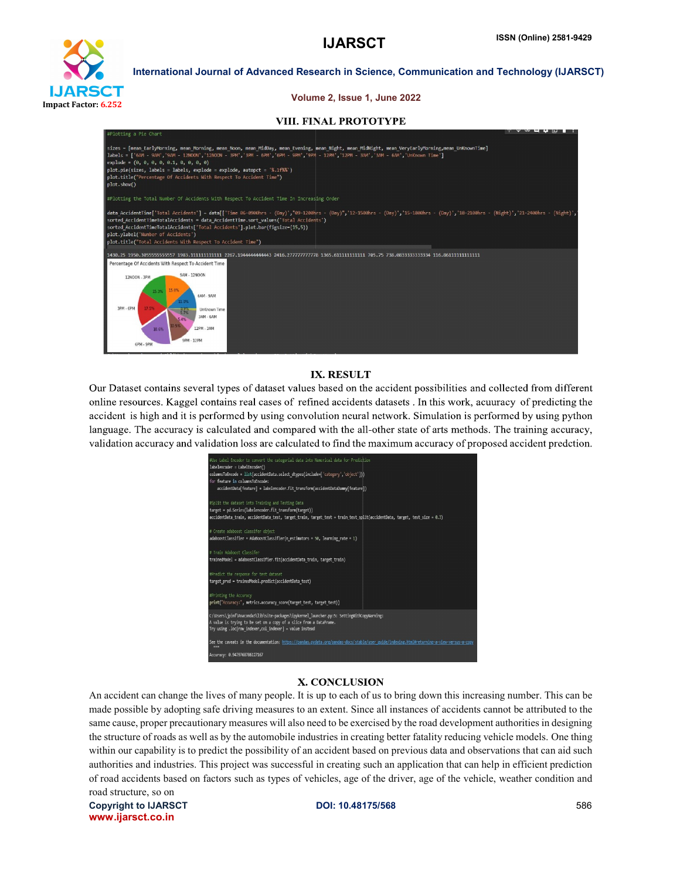## VIII. FINAL PROTOTYPE

```
#Plotting a Pie Chart

sizes = [mean_EarlyMorning, mean_Morning, mean_Noon, mean_MidDay, mean_Evening, mean_Night, mean_MidNight, mean_VeryEarlyMorning,mean_UnKnownTime]
labels = ['6AM - 9AM','9AM - 12NOON','12NOON - 3PM','3PM - 6PM','6PM - 9PM','9PM - 12PM','12PM - 3AM','3AM - 6AM','UnKnown Time']
explode = (0, 0, 0, 0, 0.1, 0, 0, 0, 0)
plot.pie(sizes, labels = labels, explode = explode, autopct = '%.1f%%')
plot.title("Percentage Of Accidents With Respect To Accident Time")
plot.show()

#Plotting the Total Number Of Accidents With Respect To Accident Time In Increasing Order

data_AccidentTime['Total Accidents'] = data[['Time 06-0900hrs - (Day)','09-1200hrs - (Day)','12-1500hrs - (Day)','15-1800hrs - (Day)','18-2100hrs - (Night)','21-2400hrs - (Night)',
sorted_AccidentTimeTotalAccidents = data_AccidentTime.sort_values('Total Accidents')
sorted_AccidentTimeTotalAccidents['Total Accidents'].plot.bar(figsize=(15,5))
plot.ylabel('Number of Accidents')
plot.title("Total Accidents With Respect To Accident Time")

1430.25 1950.3055555555557 1983.111111111111 2267.1944444444443 2416.277777777778 1365.611111111111 705.75 738.0833333333334 116.86111111111111
```

## IX. RESULT

Our Dataset contains several types of dataset values based on the accident possibilities and collected from different online resources. Kaggel contains real cases of refined accidents datasets . In this work, acuuracy of predicting the accident is high and it is performed by using convolution neural network. Simulation is performed by using python language. The accuracy is calculated and compared with the all-other state of arts methods. The training accuracy, validation accuracy and validation loss are calculated to find the maximum accuracy of proposed accident predction.

```
#Use Label Encoder to convert the categorial data into Numerical data for Prediction
labelencoder = LabelEncoder()
columnsToEncode = list(accidentData.select_dtypes(include=['category','object']))
for feature in columnsToEncode:
    accidentData[feature] = labelencoder.fit_transform(accidentDataDummy[feature])

#Split the dataset into Training and Testing Data
target = pd.Series(labelencoder.fit_transform(target))
accidentData_train, accidentData_test, target_train, target_test = train_test_split(accidentData, target, test_size = 0.3)

# Create adaboost classifer object
adaboostClassifier = AdaBoostClassifier(n_estimators = 50, learning_rate = 1)

# Train Adaboost Classifer
trainedModel = adaboostClassifier.fit(accidentData_train, target_train)

#Predict the response for test dataset
target_pred = trainedModel.predict(accidentData_test)

#Printing the Accuracy
print("Accuracy:", metrics.accuracy_score(target_test, target_test))

C:\Users\jpinf\Anaconda3\lib\site-packages\ipykernel_launcher.py:5: SettingWithCopyWarning:
A value is trying to be set on a copy of a slice from a DataFrame.
Try using .loc[row_indexer,col_indexer] = value instead

See the caveats in the documentation: https://pandas.pydata.org/pandas-docs/stable/user_guide/indexing.html#returning-a-view-versus-a-copy
  """
Accuracy: 0.9479768786127167
```

## X. CONCLUSION

An accident can change the lives of many people. It is up to each of us to bring down this increasing number. This can be made possible by adopting safe driving measures to an extent. Since all instances of accidents cannot be attributed to the same cause, proper precautionary measures will also need to be exercised by the road development authorities in designing the structure of roads as well as by the automobile industries in creating better fatality reducing vehicle models. One thing within our capability is to predict the possibility of an accident based on previous data and observations that can aid such authorities and industries. This project was successful in creating such an application that can help in efficient prediction of road accidents based on factors such as types of vehicles, age of the driver, age of the vehicle, weather condition and road structure, so on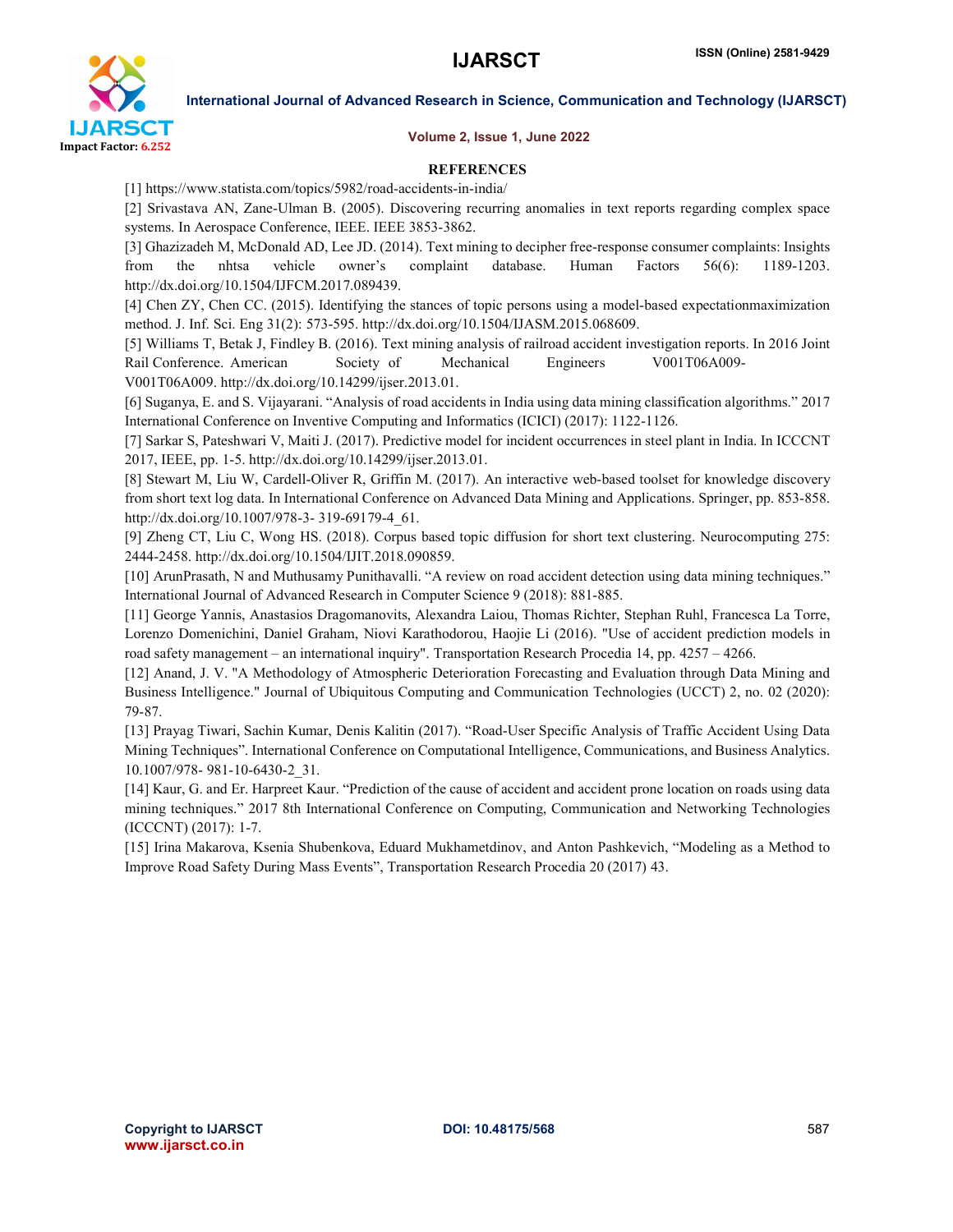## REFERENCES

[1] https://www.statista.com/topics/5982/road-accidents-in-india/

[2] Srivastava AN, Zane-Ulman B. (2005). Discovering recurring anomalies in text reports regarding complex space systems. In Aerospace Conference, IEEE. IEEE 3853-3862.

[3] Ghazizadeh M, McDonald AD, Lee JD. (2014). Text mining to decipher free-response consumer complaints: Insights from the nhtsa vehicle owner's complaint database. Human Factors 56(6): 1189-1203. http://dx.doi.org/10.1504/IJFCM.2017.089439.

[4] Chen ZY, Chen CC. (2015). Identifying the stances of topic persons using a model-based expectationmaximization method. J. Inf. Sci. Eng 31(2): 573-595. http://dx.doi.org/10.1504/IJASM.2015.068609.

[5] Williams T, Betak J, Findley B. (2016). Text mining analysis of railroad accident investigation reports. In 2016 Joint Rail Conference. American Society of Mechanical Engineers V001T06A009-V001T06A009. http://dx.doi.org/10.14299/ijser.2013.01.

[6] Suganya, E. and S. Vijayarani. "Analysis of road accidents in India using data mining classification algorithms." 2017 International Conference on Inventive Computing and Informatics (ICICI) (2017): 1122-1126.

[7] Sarkar S, Pateshwari V, Maiti J. (2017). Predictive model for incident occurrences in steel plant in India. In ICCCNT 2017, IEEE, pp. 1-5. http://dx.doi.org/10.14299/ijser.2013.01.

[8] Stewart M, Liu W, Cardell-Oliver R, Griffin M. (2017). An interactive web-based toolset for knowledge discovery from short text log data. In International Conference on Advanced Data Mining and Applications. Springer, pp. 853-858. http://dx.doi.org/10.1007/978-3- 319-69179-4_61.

[9] Zheng CT, Liu C, Wong HS. (2018). Corpus based topic diffusion for short text clustering. Neurocomputing 275: 2444-2458. http://dx.doi.org/10.1504/IJIT.2018.090859.

[10] ArunPrasath, N and Muthusamy Punithavalli. "A review on road accident detection using data mining techniques." International Journal of Advanced Research in Computer Science 9 (2018): 881-885.

[11] George Yannis, Anastasios Dragomanovits, Alexandra Laiou, Thomas Richter, Stephan Ruhl, Francesca La Torre, Lorenzo Domenichini, Daniel Graham, Niovi Karathodorou, Haojie Li (2016). "Use of accident prediction models in road safety management – an international inquiry". Transportation Research Procedia 14, pp. 4257 – 4266.

[12] Anand, J. V. "A Methodology of Atmospheric Deterioration Forecasting and Evaluation through Data Mining and Business Intelligence." Journal of Ubiquitous Computing and Communication Technologies (UCCT) 2, no. 02 (2020): 79-87.

[13] Prayag Tiwari, Sachin Kumar, Denis Kalitin (2017). "Road-User Specific Analysis of Traffic Accident Using Data Mining Techniques". International Conference on Computational Intelligence, Communications, and Business Analytics. 10.1007/978- 981-10-6430-2_31.

[14] Kaur, G. and Er. Harpreet Kaur. "Prediction of the cause of accident and accident prone location on roads using data mining techniques." 2017 8th International Conference on Computing, Communication and Networking Technologies (ICCCNT) (2017): 1-7.

[15] Irina Makarova, Ksenia Shubenkova, Eduard Mukhametdinov, and Anton Pashkevich, "Modeling as a Method to Improve Road Safety During Mass Events", Transportation Research Procedia 20 (2017) 43.